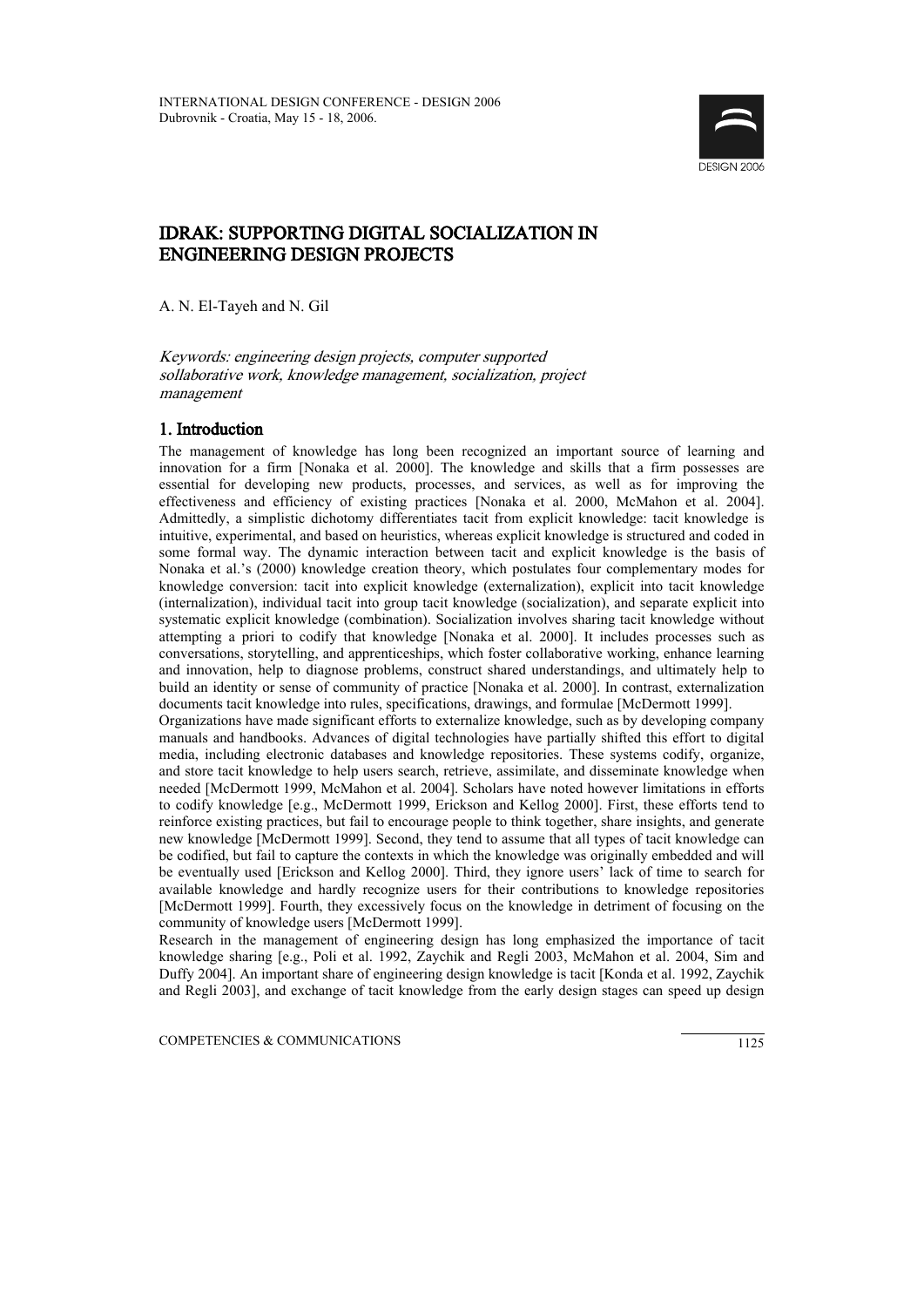# IDRAK: SUPPORTING DIGITAL SOCIALIZATION IN ENGINEERING DESIGN PROJECTS

A. N. El-Tayeh and N. Gil

*Keywords: engineering design projects, computer supported sollaborative work, knowledge management, socialization, project management*

## 1. Introduction

The management of knowledge has long been recognized an important source of learning and innovation for a firm [Nonaka et al. 2000]. The knowledge and skills that a firm possesses are essential for developing new products, processes, and services, as well as for improving the effectiveness and efficiency of existing practices [Nonaka et al. 2000, McMahon et al. 2004]. Admittedly, a simplistic dichotomy differentiates tacit from explicit knowledge: tacit knowledge is intuitive, experimental, and based on heuristics, whereas explicit knowledge is structured and coded in some formal way. The dynamic interaction between tacit and explicit knowledge is the basis of Nonaka et al.'s (2000) knowledge creation theory, which postulates four complementary modes for knowledge conversion: tacit into explicit knowledge (externalization), explicit into tacit knowledge (internalization), individual tacit into group tacit knowledge (socialization), and separate explicit into systematic explicit knowledge (combination). Socialization involves sharing tacit knowledge without attempting a priori to codify that knowledge [Nonaka et al. 2000]. It includes processes such as conversations, storytelling, and apprenticeships, which foster collaborative working, enhance learning and innovation, help to diagnose problems, construct shared understandings, and ultimately help to build an identity or sense of community of practice [Nonaka et al. 2000]. In contrast, externalization documents tacit knowledge into rules, specifications, drawings, and formulae [McDermott 1999].

Organizations have made significant efforts to externalize knowledge, such as by developing company manuals and handbooks. Advances of digital technologies have partially shifted this effort to digital media, including electronic databases and knowledge repositories. These systems codify, organize, and store tacit knowledge to help users search, retrieve, assimilate, and disseminate knowledge when needed [McDermott 1999, McMahon et al. 2004]. Scholars have noted however limitations in efforts to codify knowledge [e.g., McDermott 1999, Erickson and Kellog 2000]. First, these efforts tend to reinforce existing practices, but fail to encourage people to think together, share insights, and generate new knowledge [McDermott 1999]. Second, they tend to assume that all types of tacit knowledge can be codified, but fail to capture the contexts in which the knowledge was originally embedded and will be eventually used [Erickson and Kellog 2000]. Third, they ignore users' lack of time to search for available knowledge and hardly recognize users for their contributions to knowledge repositories [McDermott 1999]. Fourth, they excessively focus on the knowledge in detriment of focusing on the community of knowledge users [McDermott 1999].

Research in the management of engineering design has long emphasized the importance of tacit knowledge sharing [e.g., Poli et al. 1992, Zaychik and Regli 2003, McMahon et al. 2004, Sim and Duffy 2004]. An important share of engineering design knowledge is tacit [Konda et al. 1992, Zaychik and Regli 2003], and exchange of tacit knowledge from the early design stages can speed up design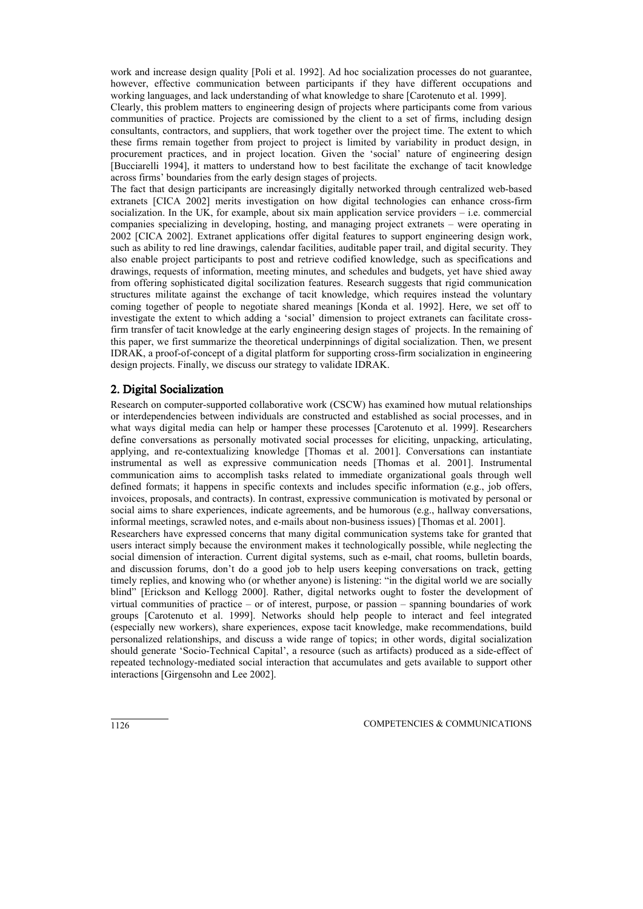work and increase design quality [Poli et al. 1992]. Ad hoc socialization processes do not guarantee, however, effective communication between participants if they have different occupations and working languages, and lack understanding of what knowledge to share [Carotenuto et al. 1999].

Clearly, this problem matters to engineering design of projects where participants come from various communities of practice. Projects are comissioned by the client to a set of firms, including design consultants, contractors, and suppliers, that work together over the project time. The extent to which these firms remain together from project to project is limited by variability in product design, in procurement practices, and in project location. Given the 'social' nature of engineering design [Bucciarelli 1994], it matters to understand how to best facilitate the exchange of tacit knowledge across firms' boundaries from the early design stages of projects.

The fact that design participants are increasingly digitally networked through centralized web-based extranets [CICA 2002] merits investigation on how digital technologies can enhance cross-firm socialization. In the UK, for example, about six main application service providers – i.e. commercial companies specializing in developing, hosting, and managing project extranets – were operating in 2002 [CICA 2002]. Extranet applications offer digital features to support engineering design work, such as ability to red line drawings, calendar facilities, auditable paper trail, and digital security. They also enable project participants to post and retrieve codified knowledge, such as specifications and drawings, requests of information, meeting minutes, and schedules and budgets, yet have shied away from offering sophisticated digital socilization features. Research suggests that rigid communication structures militate against the exchange of tacit knowledge, which requires instead the voluntary coming together of people to negotiate shared meanings [Konda et al. 1992]. Here, we set off to investigate the extent to which adding a 'social' dimension to project extranets can facilitate cross-firm transfer of tacit knowledge at the early engineering design stages of projects. In the remaining of this paper, we first summarize the theoretical underpinnings of digital socialization. Then, we present IDRAK, a proof-of-concept of a digital platform for supporting cross-firm socialization in engineering design projects. Finally, we discuss our strategy to validate IDRAK.

## 2. Digital Socialization

Research on computer-supported collaborative work (CSCW) has examined how mutual relationships or interdependencies between individuals are constructed and established as social processes, and in what ways digital media can help or hamper these processes [Carotenuto et al. 1999]. Researchers define conversations as personally motivated social processes for eliciting, unpacking, articulating, applying, and re-contextualizing knowledge [Thomas et al. 2001]. Conversations can instantiate instrumental as well as expressive communication needs [Thomas et al. 2001]. Instrumental communication aims to accomplish tasks related to immediate organizational goals through well defined formats; it happens in specific contexts and includes specific information (e.g., job offers, invoices, proposals, and contracts). In contrast, expressive communication is motivated by personal or social aims to share experiences, indicate agreements, and be humorous (e.g., hallway conversations, informal meetings, scrawled notes, and e-mails about non-business issues) [Thomas et al. 2001].

Researchers have expressed concerns that many digital communication systems take for granted that users interact simply because the environment makes it technologically possible, while neglecting the social dimension of interaction. Current digital systems, such as e-mail, chat rooms, bulletin boards, and discussion forums, don't do a good job to help users keeping conversations on track, getting timely replies, and knowing who (or whether anyone) is listening: "in the digital world we are socially blind" [Erickson and Kellogg 2000]. Rather, digital networks ought to foster the development of virtual communities of practice – or of interest, purpose, or passion – spanning boundaries of work groups [Carotenuto et al. 1999]. Networks should help people to interact and feel integrated (especially new workers), share experiences, expose tacit knowledge, make recommendations, build personalized relationships, and discuss a wide range of topics; in other words, digital socialization should generate 'Socio-Technical Capital', a resource (such as artifacts) produced as a side-effect of repeated technology-mediated social interaction that accumulates and gets available to support other interactions [Girgensohn and Lee 2002].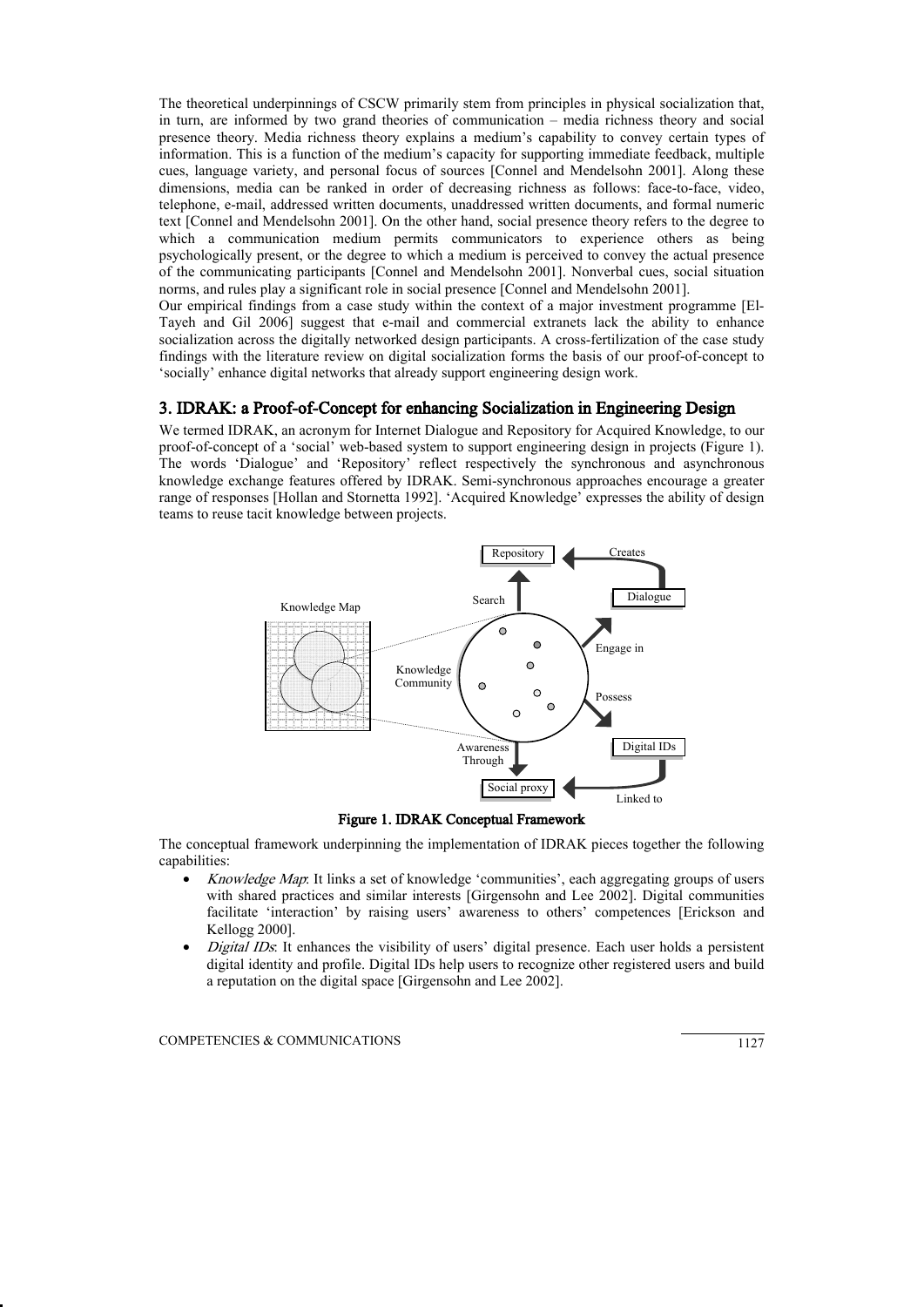The theoretical underpinnings of CSCW primarily stem from principles in physical socialization that, in turn, are informed by two grand theories of communication – media richness theory and social presence theory. Media richness theory explains a medium's capability to convey certain types of information. This is a function of the medium's capacity for supporting immediate feedback, multiple cues, language variety, and personal focus of sources [Connel and Mendelsohn 2001]. Along these dimensions, media can be ranked in order of decreasing richness as follows: face-to-face, video, telephone, e-mail, addressed written documents, unaddressed written documents, and formal numeric text [Connel and Mendelsohn 2001]. On the other hand, social presence theory refers to the degree to which a communication medium permits communicators to experience others as being psychologically present, or the degree to which a medium is perceived to convey the actual presence of the communicating participants [Connel and Mendelsohn 2001]. Nonverbal cues, social situation norms, and rules play a significant role in social presence [Connel and Mendelsohn 2001].

Our empirical findings from a case study within the context of a major investment programme [El-Tayeh and Gil 2006] suggest that e-mail and commercial extranets lack the ability to enhance socialization across the digitally networked design participants. A cross-fertilization of the case study findings with the literature review on digital socialization forms the basis of our proof-of-concept to 'socially' enhance digital networks that already support engineering design work.

## 3. IDRAK: a Proof-of-Concept for enhancing Socialization in Engineering Design

We termed IDRAK, an acronym for Internet Dialogue and Repository for Acquired Knowledge, to our proof-of-concept of a 'social' web-based system to support engineering design in projects (Figure 1). The words 'Dialogue' and 'Repository' reflect respectively the synchronous and asynchronous knowledge exchange features offered by IDRAK. Semi-synchronous approaches encourage a greater range of responses [Hollan and Stornetta 1992]. 'Acquired Knowledge' expresses the ability of design teams to reuse tacit knowledge between projects.

**Figure 1. IDRAK Conceptual Framework**

The conceptual framework underpinning the implementation of IDRAK pieces together the following capabilities:

- *Knowledge Map*: It links a set of knowledge 'communities', each aggregating groups of users with shared practices and similar interests [Girgensohn and Lee 2002]. Digital communities facilitate 'interaction' by raising users' awareness to others' competences [Erickson and Kellogg 2000].
- *Digital IDs*: It enhances the visibility of users' digital presence. Each user holds a persistent digital identity and profile. Digital IDs help users to recognize other registered users and build a reputation on the digital space [Girgensohn and Lee 2002].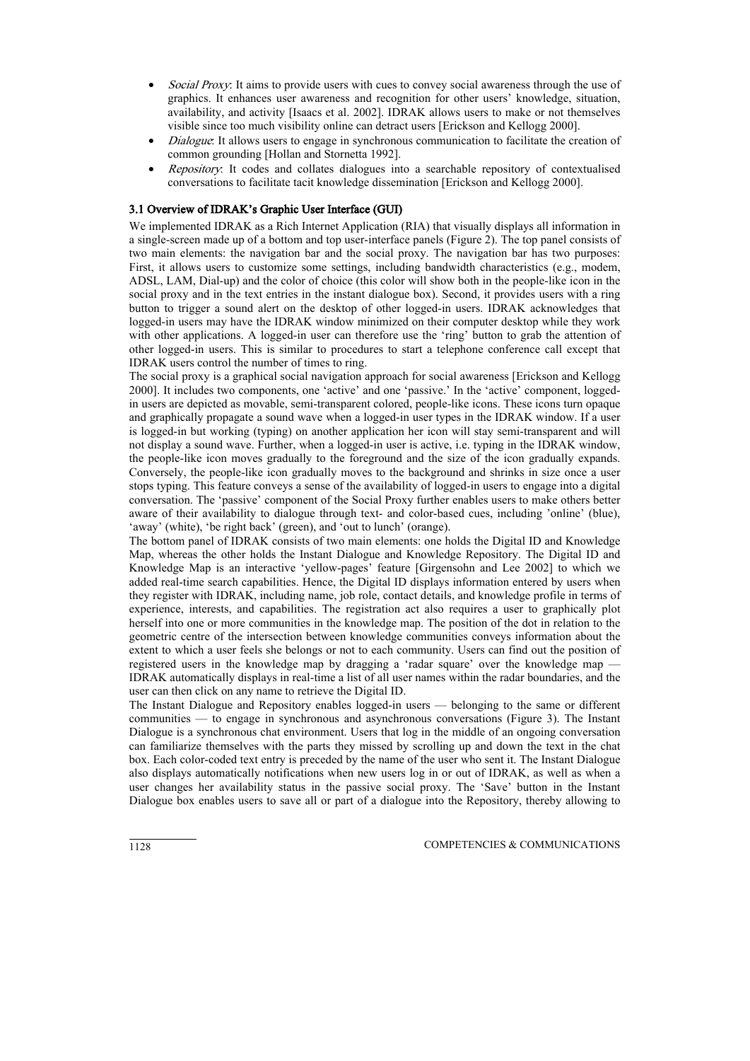- *Social Proxy*: It aims to provide users with cues to convey social awareness through the use of graphics. It enhances user awareness and recognition for other users' knowledge, situation, availability, and activity [Isaacs et al. 2002]. IDRAK allows users to make or not themselves visible since too much visibility online can detract users [Erickson and Kellogg 2000].
- *Dialogue*: It allows users to engage in synchronous communication to facilitate the creation of common grounding [Hollan and Stornetta 1992].
- *Repository*: It codes and collates dialogues into a searchable repository of contextualised conversations to facilitate tacit knowledge dissemination [Erickson and Kellogg 2000].

### 3.1 Overview of IDRAK's Graphic User Interface (GUI)

We implemented IDRAK as a Rich Internet Application (RIA) that visually displays all information in a single-screen made up of a bottom and top user-interface panels (Figure 2). The top panel consists of two main elements: the navigation bar and the social proxy. The navigation bar has two purposes: First, it allows users to customize some settings, including bandwidth characteristics (e.g., modem, ADSL, LAM, Dial-up) and the color of choice (this color will show both in the people-like icon in the social proxy and in the text entries in the instant dialogue box). Second, it provides users with a ring button to trigger a sound alert on the desktop of other logged-in users. IDRAK acknowledges that logged-in users may have the IDRAK window minimized on their computer desktop while they work with other applications. A logged-in user can therefore use the 'ring' button to grab the attention of other logged-in users. This is similar to procedures to start a telephone conference call except that IDRAK users control the number of times to ring.

The social proxy is a graphical social navigation approach for social awareness [Erickson and Kellogg 2000]. It includes two components, one 'active' and one 'passive.' In the 'active' component, logged-in users are depicted as movable, semi-transparent colored, people-like icons. These icons turn opaque and graphically propagate a sound wave when a logged-in user types in the IDRAK window. If a user is logged-in but working (typing) on another application her icon will stay semi-transparent and will not display a sound wave. Further, when a logged-in user is active, i.e. typing in the IDRAK window, the people-like icon moves gradually to the foreground and the size of the icon gradually expands. Conversely, the people-like icon gradually moves to the background and shrinks in size once a user stops typing. This feature conveys a sense of the availability of logged-in users to engage into a digital conversation. The 'passive' component of the Social Proxy further enables users to make others better aware of their availability to dialogue through text- and color-based cues, including 'online' (blue), 'away' (white), 'be right back' (green), and 'out to lunch' (orange).

The bottom panel of IDRAK consists of two main elements: one holds the Digital ID and Knowledge Map, whereas the other holds the Instant Dialogue and Knowledge Repository. The Digital ID and Knowledge Map is an interactive 'yellow-pages' feature [Girgensohn and Lee 2002] to which we added real-time search capabilities. Hence, the Digital ID displays information entered by users when they register with IDRAK, including name, job role, contact details, and knowledge profile in terms of experience, interests, and capabilities. The registration act also requires a user to graphically plot herself into one or more communities in the knowledge map. The position of the dot in relation to the geometric centre of the intersection between knowledge communities conveys information about the extent to which a user feels she belongs or not to each community. Users can find out the position of registered users in the knowledge map by dragging a 'radar square' over the knowledge map — IDRAK automatically displays in real-time a list of all user names within the radar boundaries, and the user can then click on any name to retrieve the Digital ID.

The Instant Dialogue and Repository enables logged-in users — belonging to the same or different communities — to engage in synchronous and asynchronous conversations (Figure 3). The Instant Dialogue is a synchronous chat environment. Users that log in the middle of an ongoing conversation can familiarize themselves with the parts they missed by scrolling up and down the text in the chat box. Each color-coded text entry is preceded by the name of the user who sent it. The Instant Dialogue also displays automatically notifications when new users log in or out of IDRAK, as well as when a user changes her availability status in the passive social proxy. The 'Save' button in the Instant Dialogue box enables users to save all or part of a dialogue into the Repository, thereby allowing to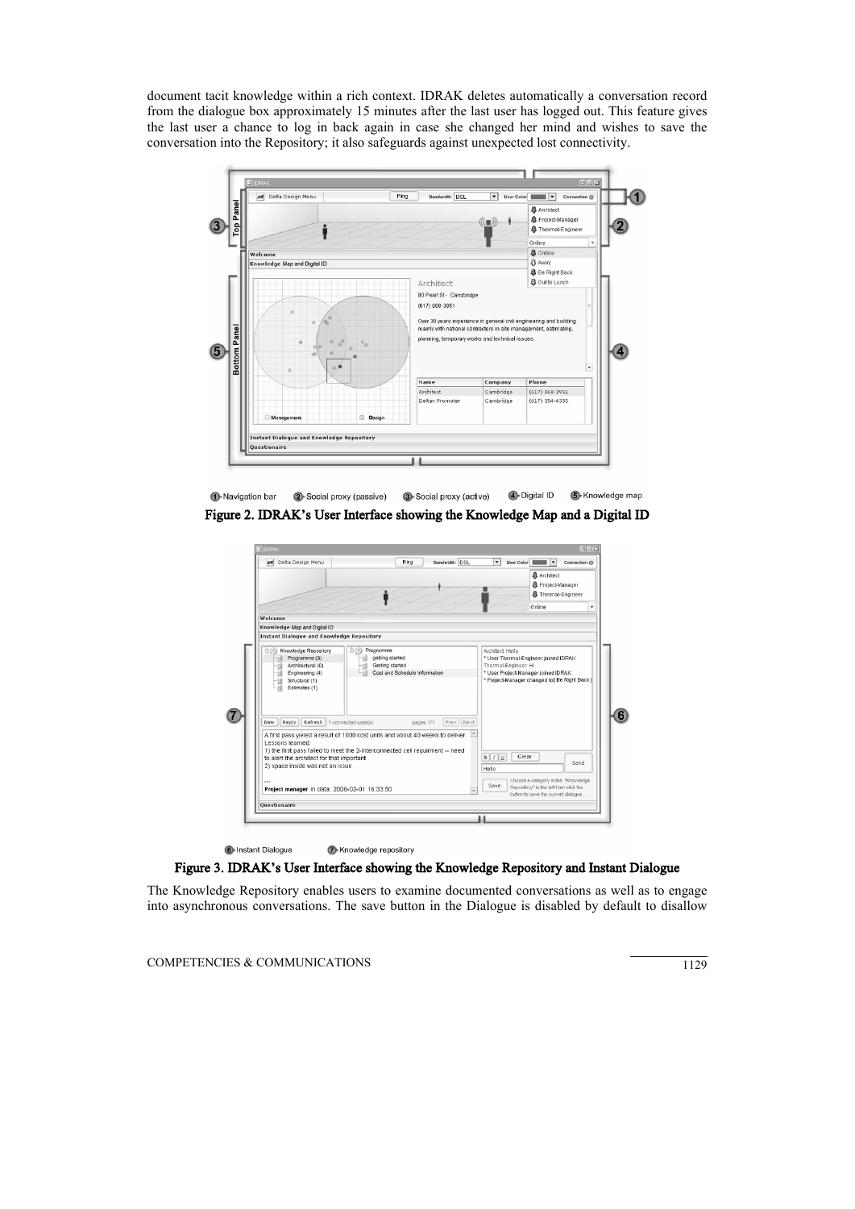document tacit knowledge within a rich context. IDRAK deletes automatically a conversation record from the dialogue box approximately 15 minutes after the last user has logged out. This feature gives the last user a chance to log in back again in case she changed her mind and wishes to save the conversation into the Repository; it also safeguards against unexpected lost connectivity.

1 Navigation bar 2 Social proxy (passive) 3 Social proxy (active) 4 Digital ID 5 Knowledge map

**Figure 2. IDRAK's User Interface showing the Knowledge Map and a Digital ID**

6 Instant Dialogue 7 Knowledge repository

**Figure 3. IDRAK's User Interface showing the Knowledge Repository and Instant Dialogue**

The Knowledge Repository enables users to examine documented conversations as well as to engage into asynchronous conversations. The save button in the Dialogue is disabled by default to disallow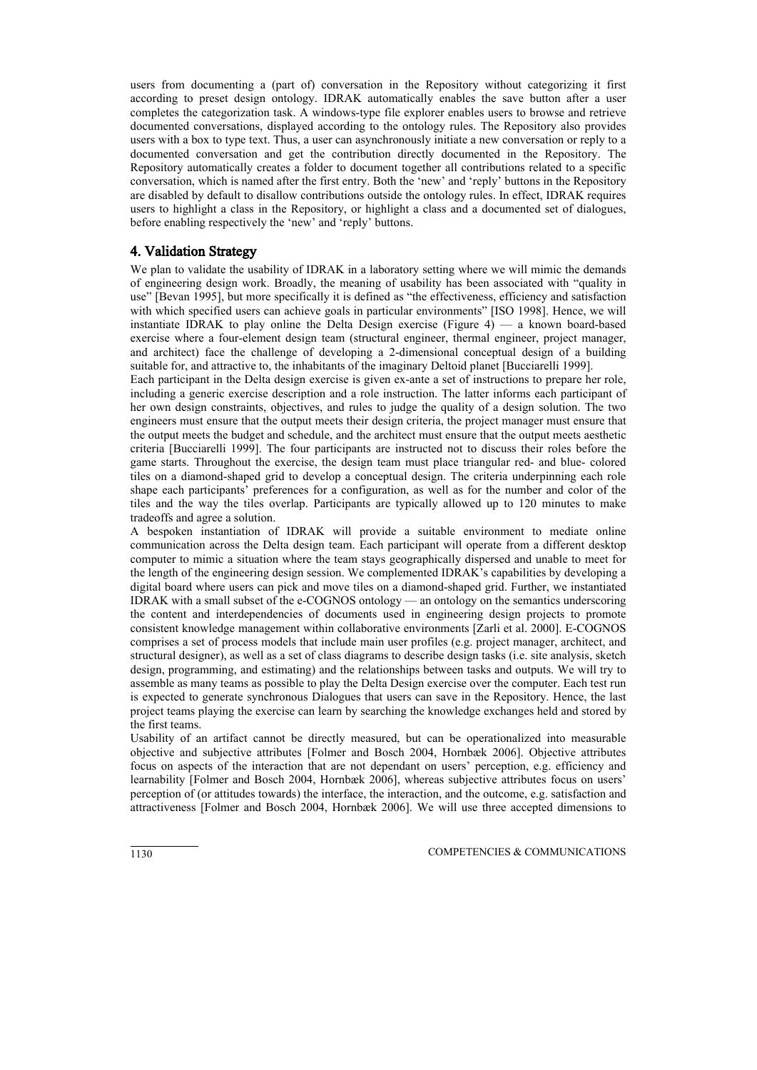users from documenting a (part of) conversation in the Repository without categorizing it first according to preset design ontology. IDRAK automatically enables the save button after a user completes the categorization task. A windows-type file explorer enables users to browse and retrieve documented conversations, displayed according to the ontology rules. The Repository also provides users with a box to type text. Thus, a user can asynchronously initiate a new conversation or reply to a documented conversation and get the contribution directly documented in the Repository. The Repository automatically creates a folder to document together all contributions related to a specific conversation, which is named after the first entry. Both the 'new' and 'reply' buttons in the Repository are disabled by default to disallow contributions outside the ontology rules. In effect, IDRAK requires users to highlight a class in the Repository, or highlight a class and a documented set of dialogues, before enabling respectively the 'new' and 'reply' buttons.

## 4. Validation Strategy

We plan to validate the usability of IDRAK in a laboratory setting where we will mimic the demands of engineering design work. Broadly, the meaning of usability has been associated with "quality in use" [Bevan 1995], but more specifically it is defined as "the effectiveness, efficiency and satisfaction with which specified users can achieve goals in particular environments" [ISO 1998]. Hence, we will instantiate IDRAK to play online the Delta Design exercise (Figure 4) — a known board-based exercise where a four-element design team (structural engineer, thermal engineer, project manager, and architect) face the challenge of developing a 2-dimensional conceptual design of a building suitable for, and attractive to, the inhabitants of the imaginary Deltoid planet [Bucciarelli 1999].

Each participant in the Delta design exercise is given ex-ante a set of instructions to prepare her role, including a generic exercise description and a role instruction. The latter informs each participant of her own design constraints, objectives, and rules to judge the quality of a design solution. The two engineers must ensure that the output meets their design criteria, the project manager must ensure that the output meets the budget and schedule, and the architect must ensure that the output meets aesthetic criteria [Bucciarelli 1999]. The four participants are instructed not to discuss their roles before the game starts. Throughout the exercise, the design team must place triangular red- and blue- colored tiles on a diamond-shaped grid to develop a conceptual design. The criteria underpinning each role shape each participants' preferences for a configuration, as well as for the number and color of the tiles and the way the tiles overlap. Participants are typically allowed up to 120 minutes to make tradeoffs and agree a solution.

A bespoken instantiation of IDRAK will provide a suitable environment to mediate online communication across the Delta design team. Each participant will operate from a different desktop computer to mimic a situation where the team stays geographically dispersed and unable to meet for the length of the engineering design session. We complemented IDRAK's capabilities by developing a digital board where users can pick and move tiles on a diamond-shaped grid. Further, we instantiated IDRAK with a small subset of the e-COGNOS ontology — an ontology on the semantics underscoring the content and interdependencies of documents used in engineering design projects to promote consistent knowledge management within collaborative environments [Zarli et al. 2000]. E-COGNOS comprises a set of process models that include main user profiles (e.g. project manager, architect, and structural designer), as well as a set of class diagrams to describe design tasks (i.e. site analysis, sketch design, programming, and estimating) and the relationships between tasks and outputs. We will try to assemble as many teams as possible to play the Delta Design exercise over the computer. Each test run is expected to generate synchronous Dialogues that users can save in the Repository. Hence, the last project teams playing the exercise can learn by searching the knowledge exchanges held and stored by the first teams.

Usability of an artifact cannot be directly measured, but can be operationalized into measurable objective and subjective attributes [Folmer and Bosch 2004, Hornbæk 2006]. Objective attributes focus on aspects of the interaction that are not dependant on users' perception, e.g. efficiency and learnability [Folmer and Bosch 2004, Hornbæk 2006], whereas subjective attributes focus on users' perception of (or attitudes towards) the interface, the interaction, and the outcome, e.g. satisfaction and attractiveness [Folmer and Bosch 2004, Hornbæk 2006]. We will use three accepted dimensions to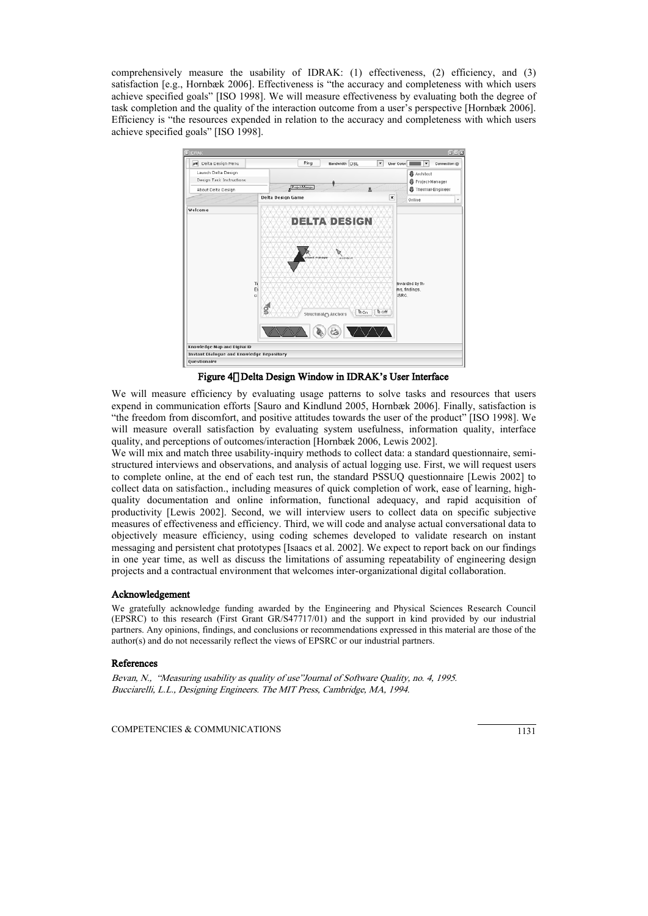comprehensively measure the usability of IDRAK: (1) effectiveness, (2) efficiency, and (3) satisfaction [e.g., Hornbæk 2006]. Effectiveness is "the accuracy and completeness with which users achieve specified goals" [ISO 1998]. We will measure effectiveness by evaluating both the degree of task completion and the quality of the interaction outcome from a user's perspective [Hornbæk 2006]. Efficiency is "the resources expended in relation to the accuracy and completeness with which users achieve specified goals" [ISO 1998].

**Figure 4 Delta Design Window in IDRAK's User Interface**

We will measure efficiency by evaluating usage patterns to solve tasks and resources that users expend in communication efforts [Sauro and Kindlund 2005, Hornbæk 2006]. Finally, satisfaction is "the freedom from discomfort, and positive attitudes towards the user of the product" [ISO 1998]. We will measure overall satisfaction by evaluating system usefulness, information quality, interface quality, and perceptions of outcomes/interaction [Hornbæk 2006, Lewis 2002].

We will mix and match three usability-inquiry methods to collect data: a standard questionnaire, semi-structured interviews and observations, and analysis of actual logging use. First, we will request users to complete online, at the end of each test run, the standard PSSUQ questionnaire [Lewis 2002] to collect data on satisfaction., including measures of quick completion of work, ease of learning, high-quality documentation and online information, functional adequacy, and rapid acquisition of productivity [Lewis 2002]. Second, we will interview users to collect data on specific subjective measures of effectiveness and efficiency. Third, we will code and analyse actual conversational data to objectively measure efficiency, using coding schemes developed to validate research on instant messaging and persistent chat prototypes [Isaacs et al. 2002]. We expect to report back on our findings in one year time, as well as discuss the limitations of assuming repeatability of engineering design projects and a contractual environment that welcomes inter-organizational digital collaboration.

## Acknowledgement

We gratefully acknowledge funding awarded by the Engineering and Physical Sciences Research Council (EPSRC) to this research (First Grant GR/S47717/01) and the support in kind provided by our industrial partners. Any opinions, findings, and conclusions or recommendations expressed in this material are those of the author(s) and do not necessarily reflect the views of EPSRC or our industrial partners.

## References

*Bevan, N., "Measuring usability as quality of use"Journal of Software Quality, no. 4, 1995.*

*Bucciarelli, L.L., Designing Engineers. The MIT Press, Cambridge, MA, 1994.*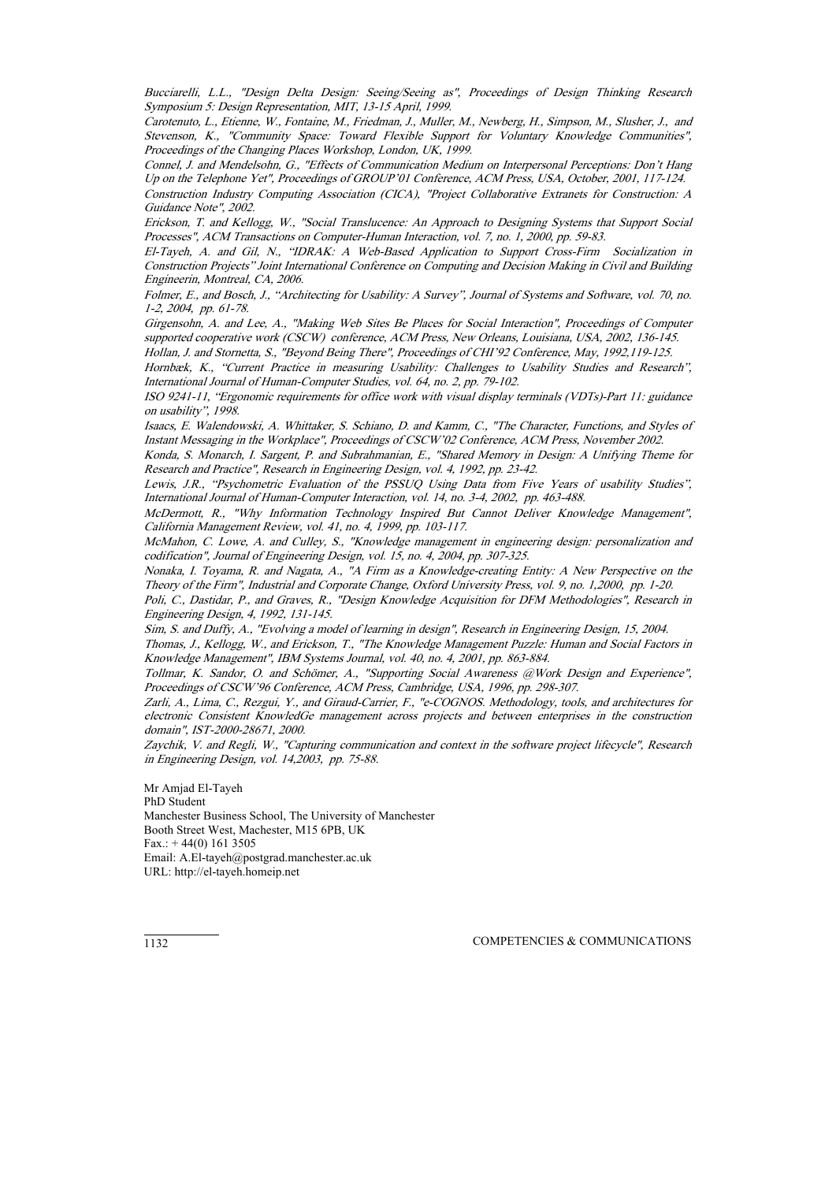*Bucciarelli, L.L., "Design Delta Design: Seeing/Seeing as", Proceedings of Design Thinking Research Symposium 5: Design Representation, MIT, 13-15 April, 1999.*

*Carotenuto, L., Etienne, W., Fontaine, M., Friedman, J., Muller, M., Newberg, H., Simpson, M., Slusher, J., and Stevenson, K., "Community Space: Toward Flexible Support for Voluntary Knowledge Communities", Proceedings of the Changing Places Workshop, London, UK, 1999.*

*Connel, J. and Mendelsohn, G., "Effects of Communication Medium on Interpersonal Perceptions: Don't Hang Up on the Telephone Yet", Proceedings of GROUP'01 Conference, ACM Press, USA, October, 2001, 117-124.*

*Construction Industry Computing Association (CICA), "Project Collaborative Extranets for Construction: A Guidance Note", 2002.*

*Erickson, T. and Kellogg, W., "Social Translucence: An Approach to Designing Systems that Support Social Processes", ACM Transactions on Computer-Human Interaction, vol. 7, no. 1, 2000, pp. 59-83.*

*El-Tayeh, A. and Gil, N., "IDRAK: A Web-Based Application to Support Cross-Firm Socialization in Construction Projects" Joint International Conference on Computing and Decision Making in Civil and Building Engineerin, Montreal, CA, 2006.*

*Folmer, E., and Bosch, J., "Architecting for Usability: A Survey", Journal of Systems and Software, vol. 70, no. 1-2, 2004, pp. 61-78.*

*Girgensohn, A. and Lee, A., "Making Web Sites Be Places for Social Interaction", Proceedings of Computer supported cooperative work (CSCW) conference, ACM Press, New Orleans, Louisiana, USA, 2002, 136-145.*

*Hollan, J. and Stornetta, S., "Beyond Being There", Proceedings of CHI'92 Conference, May, 1992,119-125.*

*Hornbæk, K., "Current Practice in measuring Usability: Challenges to Usability Studies and Research", International Journal of Human-Computer Studies, vol. 64, no. 2, pp. 79-102.*

*ISO 9241-11, "Ergonomic requirements for office work with visual display terminals (VDTs)-Part 11: guidance on usability", 1998.*

*Isaacs, E. Walendowski, A. Whittaker, S. Schiano, D. and Kamm, C., "The Character, Functions, and Styles of Instant Messaging in the Workplace", Proceedings of CSCW'02 Conference, ACM Press, November 2002.*

*Konda, S. Monarch, I. Sargent, P. and Subrahmanian, E., "Shared Memory in Design: A Unifying Theme for Research and Practice", Research in Engineering Design, vol. 4, 1992, pp. 23-42.*

*Lewis, J.R., "Psychometric Evaluation of the PSSUQ Using Data from Five Years of usability Studies", International Journal of Human-Computer Interaction, vol. 14, no. 3-4, 2002, pp. 463-488.*

*McDermott, R., "Why Information Technology Inspired But Cannot Deliver Knowledge Management", California Management Review, vol. 41, no. 4, 1999, pp. 103-117.*

*McMahon, C. Lowe, A. and Culley, S., "Knowledge management in engineering design: personalization and codification", Journal of Engineering Design, vol. 15, no. 4, 2004, pp. 307-325.*

*Nonaka, I. Toyama, R. and Nagata, A., "A Firm as a Knowledge-creating Entity: A New Perspective on the Theory of the Firm", Industrial and Corporate Change, Oxford University Press, vol. 9, no. 1,2000, pp. 1-20.*

*Poli, C., Dastidar, P., and Graves, R., "Design Knowledge Acquisition for DFM Methodologies", Research in Engineering Design, 4, 1992, 131-145.*

*Sim, S. and Duffy, A., "Evolving a model of learning in design", Research in Engineering Design, 15, 2004.*

*Thomas, J., Kellogg, W., and Erickson, T., "The Knowledge Management Puzzle: Human and Social Factors in Knowledge Management", IBM Systems Journal, vol. 40, no. 4, 2001, pp. 863-884.*

*Tollmar, K. Sandor, O. and Schömer, A., "Supporting Social Awareness @Work Design and Experience", Proceedings of CSCW'96 Conference, ACM Press, Cambridge, USA, 1996, pp. 298-307.*

*Zarli, A., Lima, C., Rezgui, Y., and Giraud-Carrier, F., "e-COGNOS. Methodology, tools, and architectures for electronic Consistent KnowledGe management across projects and between enterprises in the construction domain", IST-2000-28671, 2000.*

*Zaychik, V. and Regli, W., "Capturing communication and context in the software project lifecycle", Research in Engineering Design, vol. 14,2003, pp. 75-88.*

Mr Amjad El-Tayeh
PhD Student
Manchester Business School, The University of Manchester
Booth Street West, Machester, M15 6PB, UK
Fax.: + 44(0) 161 3505
Email: A.El-tayeh@postgrad.manchester.ac.uk
URL: http://el-tayeh.homeip.net